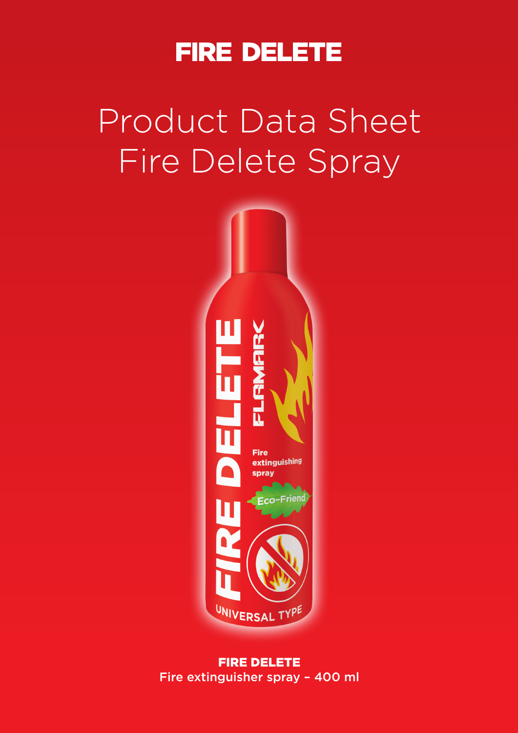# FIRE DELETE

## Product Data Sheet
## Fire Delete Spray

**FIRE DELETE**
Fire extinguisher spray – 400 ml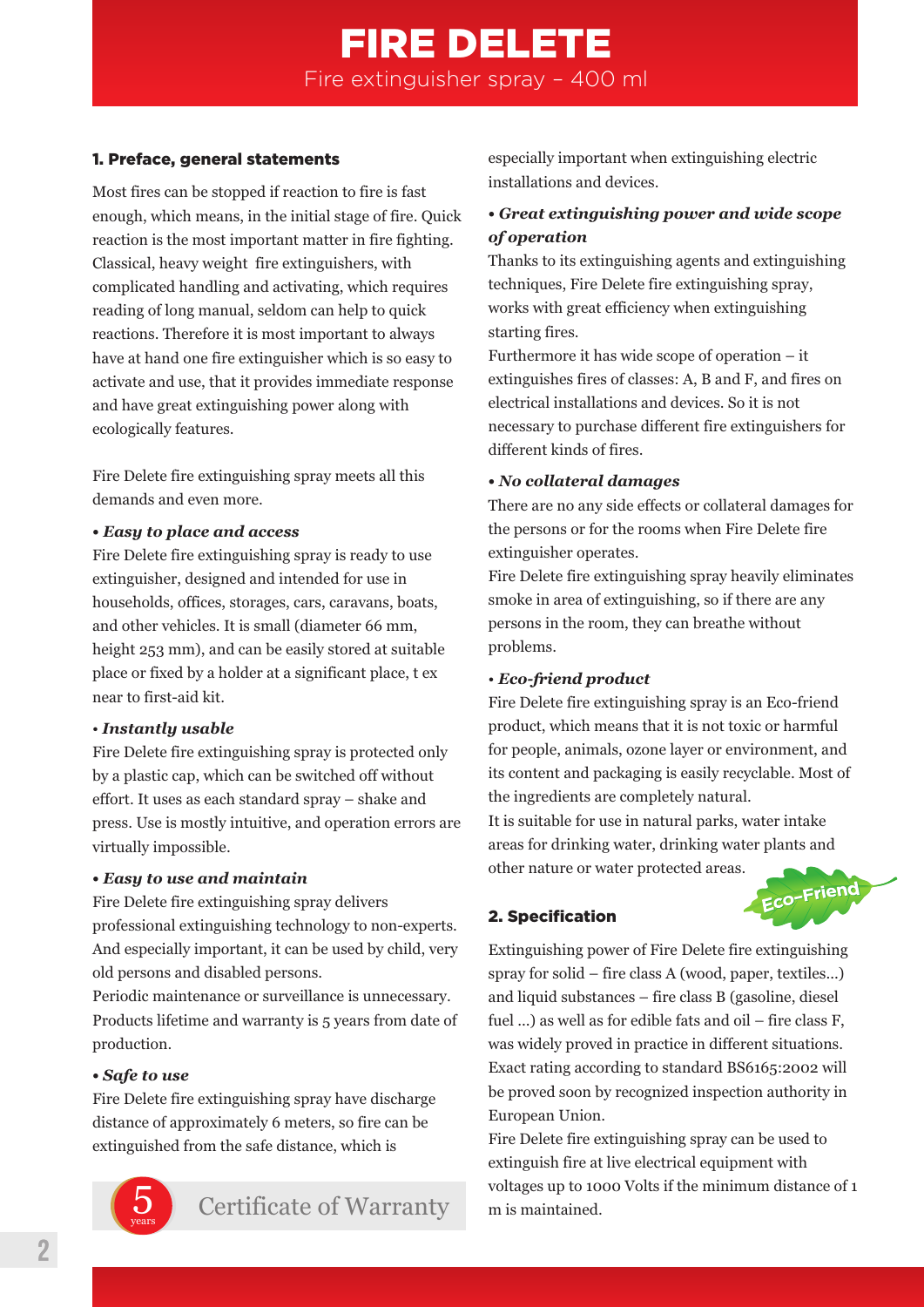# FIRE DELETE

Fire extinguisher spray – 400 ml

## 1. Preface, general statements

Most fires can be stopped if reaction to fire is fast enough, which means, in the initial stage of fire. Quick reaction is the most important matter in fire fighting. Classical, heavy weight fire extinguishers, with complicated handling and activating, which requires reading of long manual, seldom can help to quick reactions. Therefore it is most important to always have at hand one fire extinguisher which is so easy to activate and use, that it provides immediate response and have great extinguishing power along with ecologically features.

Fire Delete fire extinguishing spray meets all this demands and even more.

***• Easy to place and access***

Fire Delete fire extinguishing spray is ready to use extinguisher, designed and intended for use in households, offices, storages, cars, caravans, boats, and other vehicles. It is small (diameter 66 mm, height 253 mm), and can be easily stored at suitable place or fixed by a holder at a significant place, t ex near to first-aid kit.

***• Instantly usable***

Fire Delete fire extinguishing spray is protected only by a plastic cap, which can be switched off without effort. It uses as each standard spray – shake and press. Use is mostly intuitive, and operation errors are virtually impossible.

***• Easy to use and maintain***

Fire Delete fire extinguishing spray delivers professional extinguishing technology to non-experts. And especially important, it can be used by child, very old persons and disabled persons.

Periodic maintenance or surveillance is unnecessary. Products lifetime and warranty is 5 years from date of production.

***• Safe to use***

Fire Delete fire extinguishing spray have discharge distance of approximately 6 meters, so fire can be extinguished from the safe distance, which is especially important when extinguishing electric installations and devices.

***• Great extinguishing power and wide scope of operation***

Thanks to its extinguishing agents and extinguishing techniques, Fire Delete fire extinguishing spray, works with great efficiency when extinguishing starting fires.

Furthermore it has wide scope of operation – it extinguishes fires of classes: A, B and F, and fires on electrical installations and devices. So it is not necessary to purchase different fire extinguishers for different kinds of fires.

***• No collateral damages***

There are no any side effects or collateral damages for the persons or for the rooms when Fire Delete fire extinguisher operates.

Fire Delete fire extinguishing spray heavily eliminates smoke in area of extinguishing, so if there are any persons in the room, they can breathe without problems.

***• Eco-friend product***

Fire Delete fire extinguishing spray is an Eco-friend product, which means that it is not toxic or harmful for people, animals, ozone layer or environment, and its content and packaging is easily recyclable. Most of the ingredients are completely natural.

It is suitable for use in natural parks, water intake areas for drinking water, drinking water plants and other nature or water protected areas.

Eco-Friend

5 years Certificate of Warranty

## 2. Specification

Extinguishing power of Fire Delete fire extinguishing spray for solid – fire class A (wood, paper, textiles...) and liquid substances – fire class B (gasoline, diesel fuel ...) as well as for edible fats and oil – fire class F, was widely proved in practice in different situations. Exact rating according to standard BS6165:2002 will be proved soon by recognized inspection authority in European Union.

Fire Delete fire extinguishing spray can be used to extinguish fire at live electrical equipment with voltages up to 1000 Volts if the minimum distance of 1 m is maintained.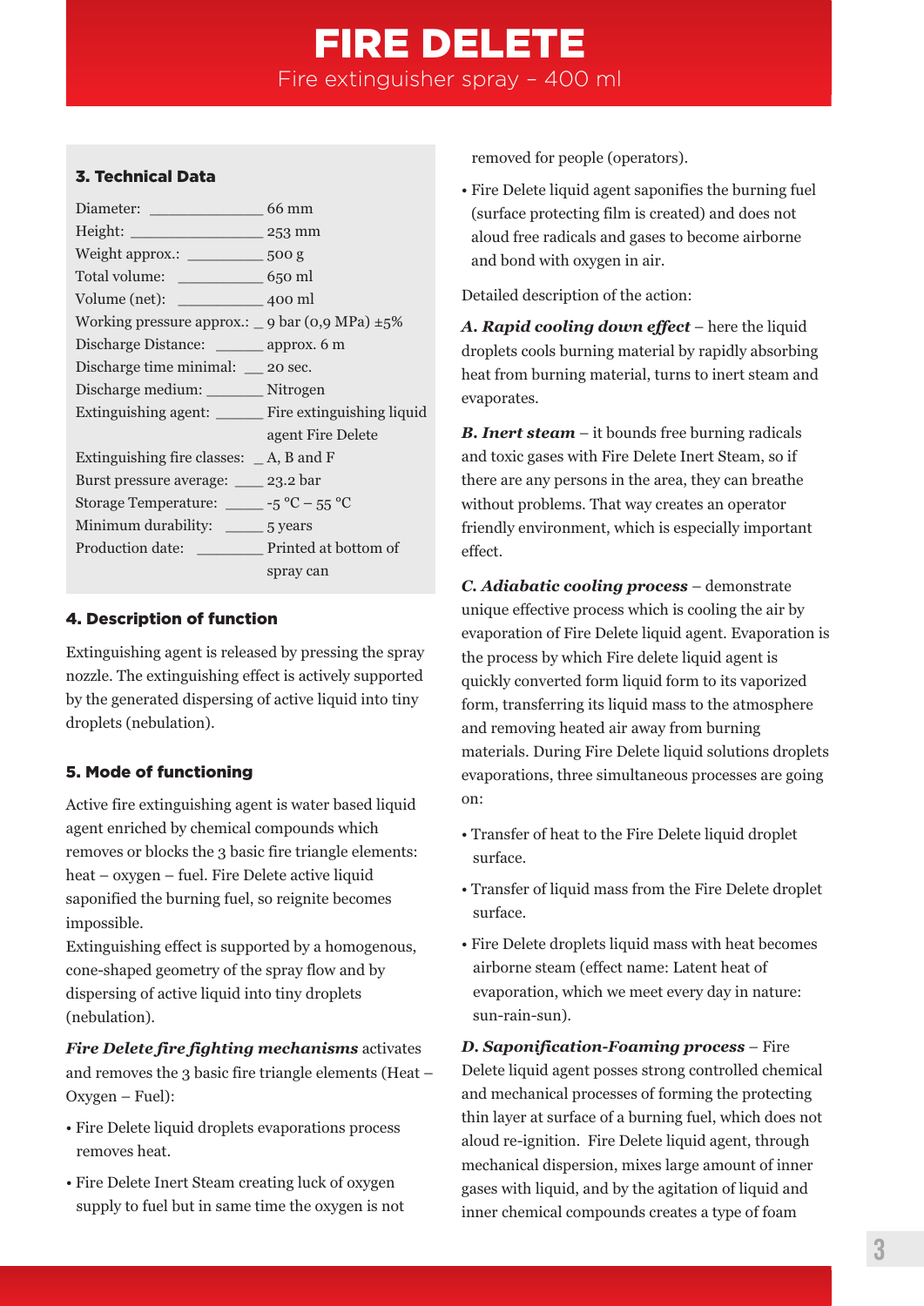# FIRE DELETE

Fire extinguisher spray – 400 ml

### 3. Technical Data

| | |
|---|---|
| Diameter: | 66 mm |
| Height: | 253 mm |
| Weight approx.: | 500 g |
| Total volume: | 650 ml |
| Volume (net): | 400 ml |
| Working pressure approx.: | 9 bar (0,9 MPa) ±5% |
| Discharge Distance: | approx. 6 m |
| Discharge time minimal: | 20 sec. |
| Discharge medium: | Nitrogen |
| Extinguishing agent: | Fire extinguishing liquid agent Fire Delete |
| Extinguishing fire classes: | A, B and F |
| Burst pressure average: | 23.2 bar |
| Storage Temperature: | -5 °C – 55 °C |
| Minimum durability: | 5 years |
| Production date: | Printed at bottom of spray can |

### 4. Description of function

Extinguishing agent is released by pressing the spray nozzle. The extinguishing effect is actively supported by the generated dispersing of active liquid into tiny droplets (nebulation).

### 5. Mode of functioning

Active fire extinguishing agent is water based liquid agent enriched by chemical compounds which removes or blocks the 3 basic fire triangle elements: heat – oxygen – fuel. Fire Delete active liquid saponified the burning fuel, so reignite becomes impossible.
Extinguishing effect is supported by a homogenous, cone-shaped geometry of the spray flow and by dispersing of active liquid into tiny droplets (nebulation).

***Fire Delete fire fighting mechanisms*** activates and removes the 3 basic fire triangle elements (Heat – Oxygen – Fuel):

- Fire Delete liquid droplets evaporations process removes heat.
- Fire Delete Inert Steam creating luck of oxygen supply to fuel but in same time the oxygen is not removed for people (operators).
- Fire Delete liquid agent saponifies the burning fuel (surface protecting film is created) and does not aloud free radicals and gases to become airborne and bond with oxygen in air.

Detailed description of the action:

***A. Rapid cooling down effect*** – here the liquid droplets cools burning material by rapidly absorbing heat from burning material, turns to inert steam and evaporates.

***B. Inert steam*** – it bounds free burning radicals and toxic gases with Fire Delete Inert Steam, so if there are any persons in the area, they can breathe without problems. That way creates an operator friendly environment, which is especially important effect.

***C. Adiabatic cooling process*** – demonstrate unique effective process which is cooling the air by evaporation of Fire Delete liquid agent. Evaporation is the process by which Fire delete liquid agent is quickly converted form liquid form to its vaporized form, transferring its liquid mass to the atmosphere and removing heated air away from burning materials. During Fire Delete liquid solutions droplets evaporations, three simultaneous processes are going on:

- Transfer of heat to the Fire Delete liquid droplet surface.
- Transfer of liquid mass from the Fire Delete droplet surface.
- Fire Delete droplets liquid mass with heat becomes airborne steam (effect name: Latent heat of evaporation, which we meet every day in nature: sun-rain-sun).

***D. Saponification-Foaming process*** – Fire Delete liquid agent posses strong controlled chemical and mechanical processes of forming the protecting thin layer at surface of a burning fuel, which does not aloud re-ignition. Fire Delete liquid agent, through mechanical dispersion, mixes large amount of inner gases with liquid, and by the agitation of liquid and inner chemical compounds creates a type of foam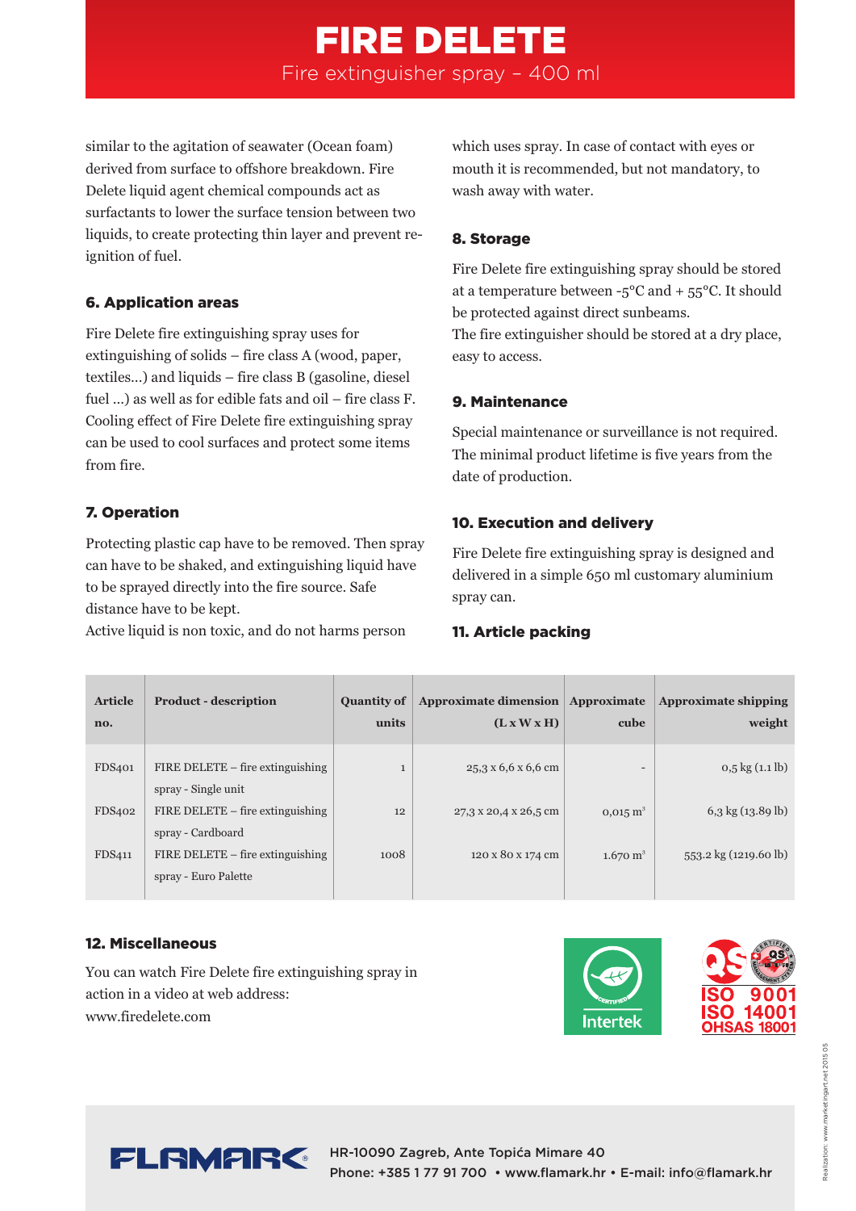# FIRE DELETE

Fire extinguisher spray – 400 ml

similar to the agitation of seawater (Ocean foam) derived from surface to offshore breakdown. Fire Delete liquid agent chemical compounds act as surfactants to lower the surface tension between two liquids, to create protecting thin layer and prevent re-ignition of fuel.

## 6. Application areas

Fire Delete fire extinguishing spray uses for extinguishing of solids – fire class A (wood, paper, textiles...) and liquids – fire class B (gasoline, diesel fuel ...) as well as for edible fats and oil – fire class F. Cooling effect of Fire Delete fire extinguishing spray can be used to cool surfaces and protect some items from fire.

## 7. Operation

Protecting plastic cap have to be removed. Then spray can have to be shaked, and extinguishing liquid have to be sprayed directly into the fire source. Safe distance have to be kept.
Active liquid is non toxic, and do not harms person which uses spray. In case of contact with eyes or mouth it is recommended, but not mandatory, to wash away with water.

## 8. Storage

Fire Delete fire extinguishing spray should be stored at a temperature between -5°C and + 55°C. It should be protected against direct sunbeams.
The fire extinguisher should be stored at a dry place, easy to access.

## 9. Maintenance

Special maintenance or surveillance is not required. The minimal product lifetime is five years from the date of production.

## 10. Execution and delivery

Fire Delete fire extinguishing spray is designed and delivered in a simple 650 ml customary aluminium spray can.

## 11. Article packing

| Article no. | Product - description | Quantity of units | Approximate dimension (L x W x H) | Approximate cube | Approximate shipping weight |
|---|---|---|---|---|---|
| FDS401 | FIRE DELETE – fire extinguishing spray - Single unit | 1 | 25,3 x 6,6 x 6,6 cm | - | 0,5 kg (1.1 lb) |
| FDS402 | FIRE DELETE – fire extinguishing spray - Cardboard | 12 | 27,3 x 20,4 x 26,5 cm | 0,015 m³ | 6,3 kg (13.89 lb) |
| FDS411 | FIRE DELETE – fire extinguishing spray - Euro Palette | 1008 | 120 x 80 x 174 cm | 1.670 m³ | 553.2 kg (1219.60 lb) |

## 12. Miscellaneous

You can watch Fire Delete fire extinguishing spray in action in a video at web address:
www.firedelete.com

Intertek CERTIFIED

QS ISO 9001 ISO 14001 OHSAS 18001

FLAMARK®

HR-10090 Zagreb, Ante Topića Mimare 40
Phone: +385 1 77 91 700 • www.flamark.hr • E-mail: info@flamark.hr